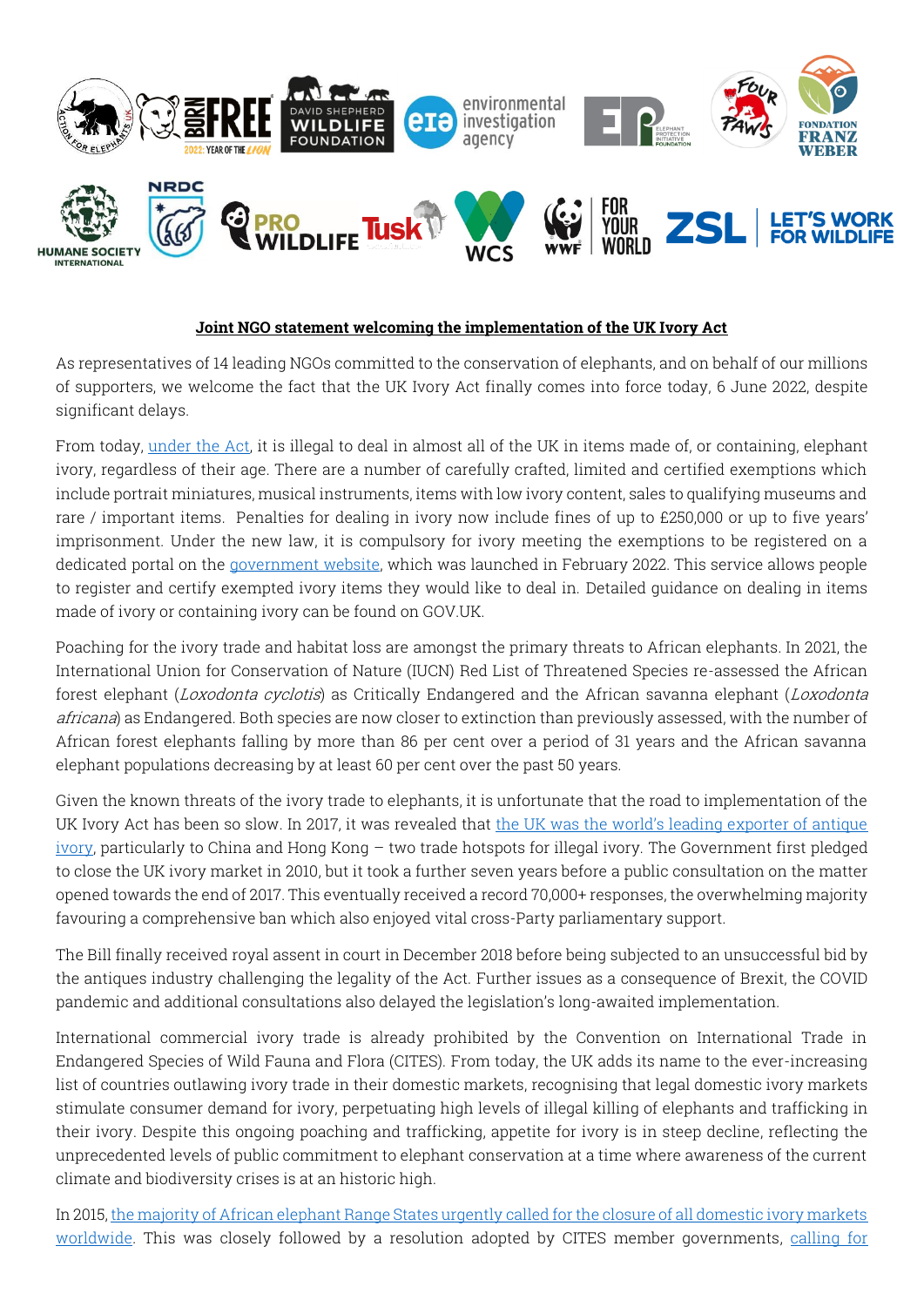**Joint NGO statement welcoming the implementation of the UK Ivory Act**

As representatives of 14 leading NGOs committed to the conservation of elephants, and on behalf of our millions of supporters, we welcome the fact that the UK Ivory Act finally comes into force today, 6 June 2022, despite significant delays.

From today, under the Act, it is illegal to deal in almost all of the UK in items made of, or containing, elephant ivory, regardless of their age. There are a number of carefully crafted, limited and certified exemptions which include portrait miniatures, musical instruments, items with low ivory content, sales to qualifying museums and rare / important items. Penalties for dealing in ivory now include fines of up to £250,000 or up to five years' imprisonment. Under the new law, it is compulsory for ivory meeting the exemptions to be registered on a dedicated portal on the government website, which was launched in February 2022. This service allows people to register and certify exempted ivory items they would like to deal in. Detailed guidance on dealing in items made of ivory or containing ivory can be found on GOV.UK.

Poaching for the ivory trade and habitat loss are amongst the primary threats to African elephants. In 2021, the International Union for Conservation of Nature (IUCN) Red List of Threatened Species re-assessed the African forest elephant (*Loxodonta cyclotis*) as Critically Endangered and the African savanna elephant (*Loxodonta africana*) as Endangered. Both species are now closer to extinction than previously assessed, with the number of African forest elephants falling by more than 86 per cent over a period of 31 years and the African savanna elephant populations decreasing by at least 60 per cent over the past 50 years.

Given the known threats of the ivory trade to elephants, it is unfortunate that the road to implementation of the UK Ivory Act has been so slow. In 2017, it was revealed that the UK was the world's leading exporter of antique ivory, particularly to China and Hong Kong – two trade hotspots for illegal ivory. The Government first pledged to close the UK ivory market in 2010, but it took a further seven years before a public consultation on the matter opened towards the end of 2017. This eventually received a record 70,000+ responses, the overwhelming majority favouring a comprehensive ban which also enjoyed vital cross-Party parliamentary support.

The Bill finally received royal assent in court in December 2018 before being subjected to an unsuccessful bid by the antiques industry challenging the legality of the Act. Further issues as a consequence of Brexit, the COVID pandemic and additional consultations also delayed the legislation's long-awaited implementation.

International commercial ivory trade is already prohibited by the Convention on International Trade in Endangered Species of Wild Fauna and Flora (CITES). From today, the UK adds its name to the ever-increasing list of countries outlawing ivory trade in their domestic markets, recognising that legal domestic ivory markets stimulate consumer demand for ivory, perpetuating high levels of illegal killing of elephants and trafficking in their ivory. Despite this ongoing poaching and trafficking, appetite for ivory is in steep decline, reflecting the unprecedented levels of public commitment to elephant conservation at a time where awareness of the current climate and biodiversity crises is at an historic high.

In 2015, the majority of African elephant Range States urgently called for the closure of all domestic ivory markets worldwide. This was closely followed by a resolution adopted by CITES member governments, calling for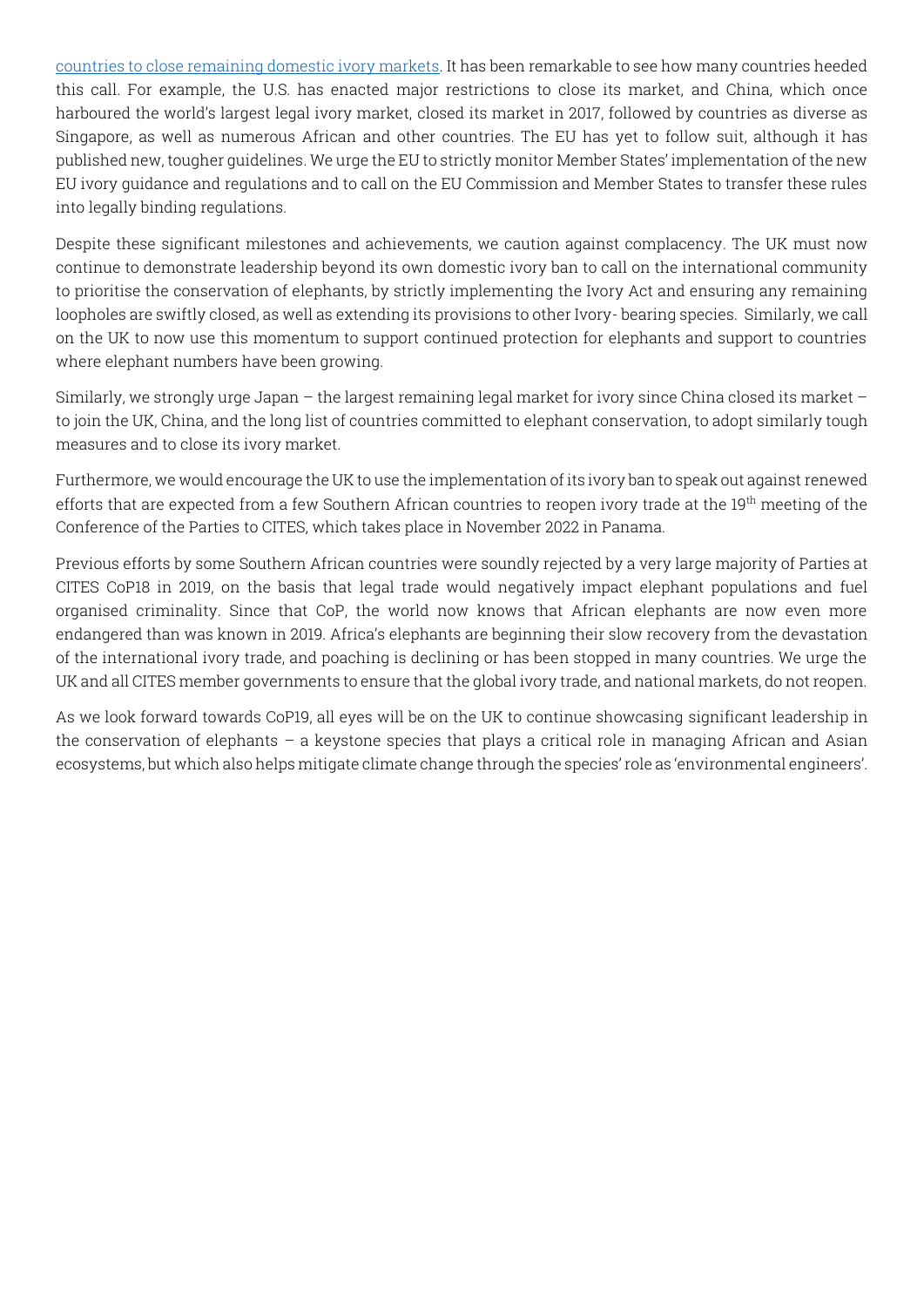countries to close remaining domestic ivory markets. It has been remarkable to see how many countries heeded this call. For example, the U.S. has enacted major restrictions to close its market, and China, which once harboured the world's largest legal ivory market, closed its market in 2017, followed by countries as diverse as Singapore, as well as numerous African and other countries. The EU has yet to follow suit, although it has published new, tougher guidelines. We urge the EU to strictly monitor Member States' implementation of the new EU ivory guidance and regulations and to call on the EU Commission and Member States to transfer these rules into legally binding regulations.

Despite these significant milestones and achievements, we caution against complacency. The UK must now continue to demonstrate leadership beyond its own domestic ivory ban to call on the international community to prioritise the conservation of elephants, by strictly implementing the Ivory Act and ensuring any remaining loopholes are swiftly closed, as well as extending its provisions to other Ivory- bearing species. Similarly, we call on the UK to now use this momentum to support continued protection for elephants and support to countries where elephant numbers have been growing.

Similarly, we strongly urge Japan – the largest remaining legal market for ivory since China closed its market – to join the UK, China, and the long list of countries committed to elephant conservation, to adopt similarly tough measures and to close its ivory market.

Furthermore, we would encourage the UK to use the implementation of its ivory ban to speak out against renewed efforts that are expected from a few Southern African countries to reopen ivory trade at the 19th meeting of the Conference of the Parties to CITES, which takes place in November 2022 in Panama.

Previous efforts by some Southern African countries were soundly rejected by a very large majority of Parties at CITES CoP18 in 2019, on the basis that legal trade would negatively impact elephant populations and fuel organised criminality. Since that CoP, the world now knows that African elephants are now even more endangered than was known in 2019. Africa's elephants are beginning their slow recovery from the devastation of the international ivory trade, and poaching is declining or has been stopped in many countries. We urge the UK and all CITES member governments to ensure that the global ivory trade, and national markets, do not reopen.

As we look forward towards CoP19, all eyes will be on the UK to continue showcasing significant leadership in the conservation of elephants – a keystone species that plays a critical role in managing African and Asian ecosystems, but which also helps mitigate climate change through the species' role as 'environmental engineers'.